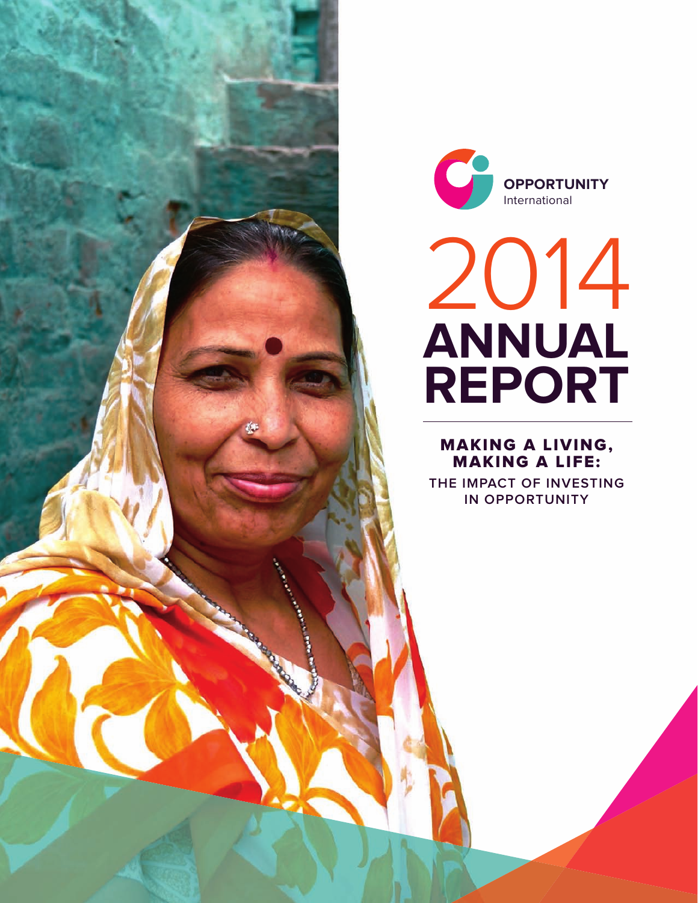OPPORTUNITY
International

# 2014 ANNUAL REPORT

## MAKING A LIVING, MAKING A LIFE:

THE IMPACT OF INVESTING IN OPPORTUNITY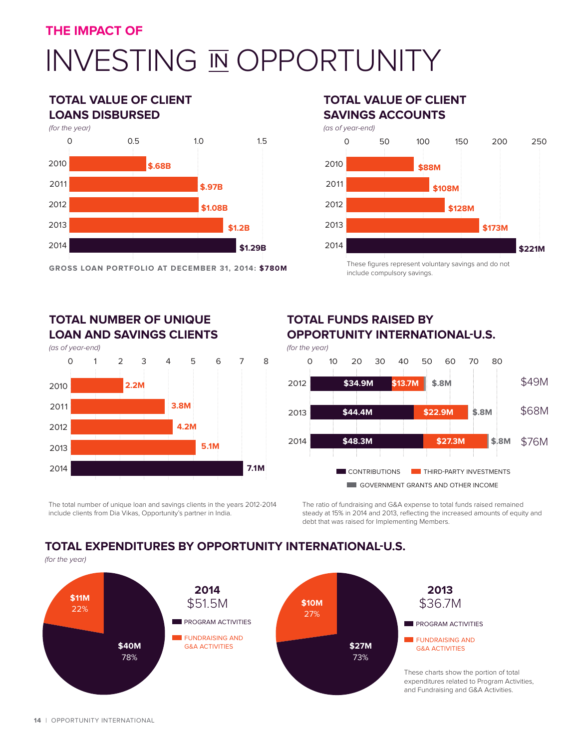THE IMPACT OF

# INVESTING IN OPPORTUNITY

## TOTAL VALUE OF CLIENT LOANS DISBURSED

*(for the year)*

| Year | Value |
| --- | --- |
| 2010 | $.68B |
| 2011 | $.97B |
| 2012 | $1.08B |
| 2013 | $1.2B |
| 2014 | $1.29B |

GROSS LOAN PORTFOLIO AT DECEMBER 31, 2014: **$780M**

## TOTAL VALUE OF CLIENT SAVINGS ACCOUNTS

*(as of year-end)*

| Year | Value |
| --- | --- |
| 2010 | $88M |
| 2011 | $108M |
| 2012 | $128M |
| 2013 | $173M |
| 2014 | $221M |

These figures represent voluntary savings and do not include compulsory savings.

## TOTAL NUMBER OF UNIQUE LOAN AND SAVINGS CLIENTS

*(as of year-end)*

| Year | Clients |
| --- | --- |
| 2010 | 2.2M |
| 2011 | 3.8M |
| 2012 | 4.2M |
| 2013 | 5.1M |
| 2014 | 7.1M |

The total number of unique loan and savings clients in the years 2012-2014 include clients from Dia Vikas, Opportunity's partner in India.

## TOTAL FUNDS RAISED BY OPPORTUNITY INTERNATIONAL-U.S.

*(for the year)*

| Year | Contributions | Third-Party Investments | Government Grants and Other Income | Total |
| --- | --- | --- | --- | --- |
| 2012 | $34.9M | $13.7M | $.8M | $49M |
| 2013 | $44.4M | $22.9M | $.8M | $68M |
| 2014 | $48.3M | $27.3M | $.8M | $76M |

The ratio of fundraising and G&A expense to total funds raised remained steady at 15% in 2014 and 2013, reflecting the increased amounts of equity and debt that was raised for Implementing Members.

## TOTAL EXPENDITURES BY OPPORTUNITY INTERNATIONAL-U.S.

*(for the year)*

| | 2014 ($51.5M) | 2013 ($36.7M) |
| --- | --- | --- |
| Program Activities | $40M (78%) | $27M (73%) |
| Fundraising and G&A Activities | $11M (22%) | $10M (27%) |

These charts show the portion of total expenditures related to Program Activities, and Fundraising and G&A Activities.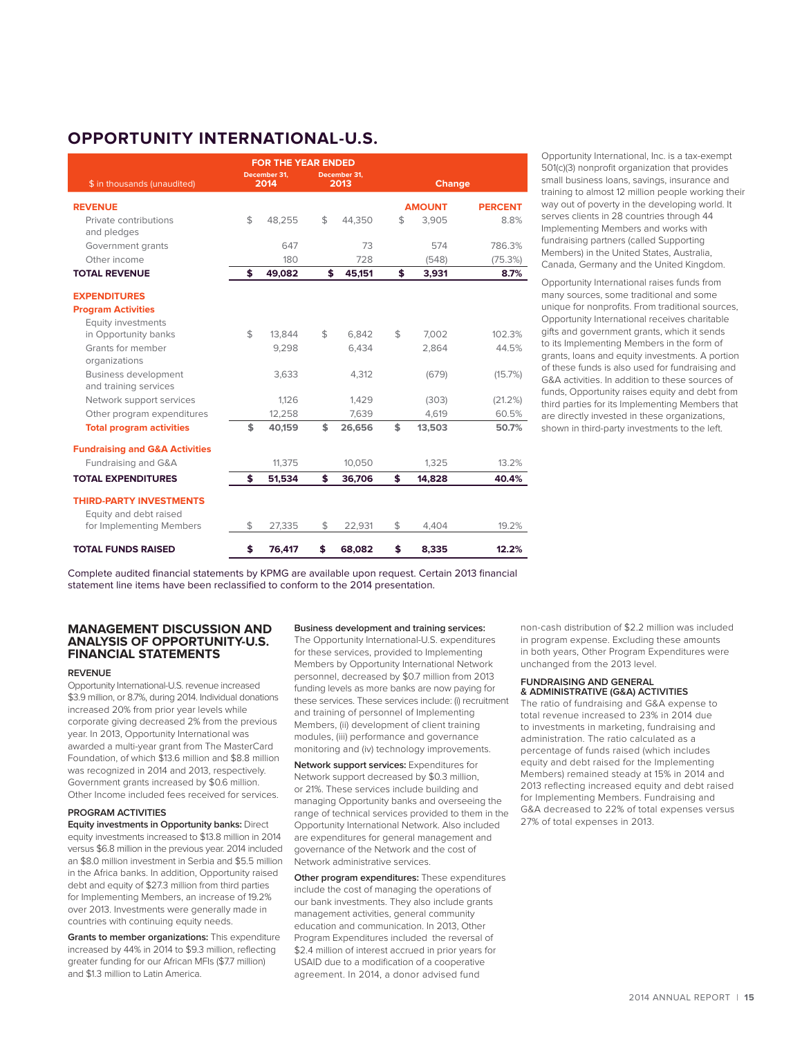# OPPORTUNITY INTERNATIONAL-U.S.

| $ in thousands (unaudited) | FOR THE YEAR ENDED December 31, 2014 | December 31, 2013 | Change | |
|---|---|---|---|---|
| **REVENUE** | | | **AMOUNT** | **PERCENT** |
| Private contributions and pledges | $ 48,255 | $ 44,350 | $ 3,905 | 8.8% |
| Government grants | 647 | 73 | 574 | 786.3% |
| Other income | 180 | 728 | (548) | (75.3%) |
| **TOTAL REVENUE** | **$ 49,082** | **$ 45,151** | **$ 3,931** | **8.7%** |
| **EXPENDITURES** | | | | |
| **Program Activities** | | | | |
| Equity investments in Opportunity banks | $ 13,844 | $ 6,842 | $ 7,002 | 102.3% |
| Grants for member organizations | 9,298 | 6,434 | 2,864 | 44.5% |
| Business development and training services | 3,633 | 4,312 | (679) | (15.7%) |
| Network support services | 1,126 | 1,429 | (303) | (21.2%) |
| Other program expenditures | 12,258 | 7,639 | 4,619 | 60.5% |
| **Total program activities** | **$ 40,159** | **$ 26,656** | **$ 13,503** | **50.7%** |
| **Fundraising and G&A Activities** | | | | |
| Fundraising and G&A | 11,375 | 10,050 | 1,325 | 13.2% |
| **TOTAL EXPENDITURES** | **$ 51,534** | **$ 36,706** | **$ 14,828** | **40.4%** |
| **THIRD-PARTY INVESTMENTS** | | | | |
| Equity and debt raised for Implementing Members | $ 27,335 | $ 22,931 | $ 4,404 | 19.2% |
| **TOTAL FUNDS RAISED** | **$ 76,417** | **$ 68,082** | **$ 8,335** | **12.2%** |

Opportunity International, Inc. is a tax-exempt 501(c)(3) nonprofit organization that provides small business loans, savings, insurance and training to almost 12 million people working their way out of poverty in the developing world. It serves clients in 28 countries through 44 Implementing Members and works with fundraising partners (called Supporting Members) in the United States, Australia, Canada, Germany and the United Kingdom.

Opportunity International raises funds from many sources, some traditional and some unique for nonprofits. From traditional sources, Opportunity International receives charitable gifts and government grants, which it sends to its Implementing Members in the form of grants, loans and equity investments. A portion of these funds is also used for fundraising and G&A activities. In addition to these sources of funds, Opportunity raises equity and debt from third parties for its Implementing Members that are directly invested in these organizations, shown in third-party investments to the left.

Complete audited financial statements by KPMG are available upon request. Certain 2013 financial statement line items have been reclassified to conform to the 2014 presentation.

## MANAGEMENT DISCUSSION AND ANALYSIS OF OPPORTUNITY-U.S. FINANCIAL STATEMENTS

### REVENUE

Opportunity International-U.S. revenue increased $3.9 million, or 8.7%, during 2014. Individual donations increased 20% from prior year levels while corporate giving decreased 2% from the previous year. In 2013, Opportunity International was awarded a multi-year grant from The MasterCard Foundation, of which $13.6 million and $8.8 million was recognized in 2014 and 2013, respectively. Government grants increased by $0.6 million. Other Income included fees received for services.

### PROGRAM ACTIVITIES

**Equity investments in Opportunity banks:** Direct equity investments increased to $13.8 million in 2014 versus $6.8 million in the previous year. 2014 included an $8.0 million investment in Serbia and $5.5 million in the Africa banks. In addition, Opportunity raised debt and equity of $27.3 million from third parties for Implementing Members, an increase of 19.2% over 2013. Investments were generally made in countries with continuing equity needs.

**Grants to member organizations:** This expenditure increased by 44% in 2014 to $9.3 million, reflecting greater funding for our African MFIs ($7.7 million) and $1.3 million to Latin America.

**Business development and training services:** The Opportunity International-U.S. expenditures for these services, provided to Implementing Members by Opportunity International Network personnel, decreased by $0.7 million from 2013 funding levels as more banks are now paying for these services. These services include: (i) recruitment and training of personnel of Implementing Members, (ii) development of client training modules, (iii) performance and governance monitoring and (iv) technology improvements.

**Network support services:** Expenditures for Network support decreased by $0.3 million, or 21%. These services include building and managing Opportunity banks and overseeing the range of technical services provided to them in the Opportunity International Network. Also included are expenditures for general management and governance of the Network and the cost of Network administrative services.

**Other program expenditures:** These expenditures include the cost of managing the operations of our bank investments. They also include grants management activities, general community education and communication. In 2013, Other Program Expenditures included the reversal of $2.4 million of interest accrued in prior years for USAID due to a modification of a cooperative agreement. In 2014, a donor advised fund non-cash distribution of $2.2 million was included in program expense. Excluding these amounts in both years, Other Program Expenditures were unchanged from the 2013 level.

### FUNDRAISING AND GENERAL & ADMINISTRATIVE (G&A) ACTIVITIES

The ratio of fundraising and G&A expense to total revenue increased to 23% in 2014 due to investments in marketing, fundraising and administration. The ratio calculated as a percentage of funds raised (which includes equity and debt raised for the Implementing Members) remained steady at 15% in 2014 and 2013 reflecting increased equity and debt raised for Implementing Members. Fundraising and G&A decreased to 22% of total expenses versus 27% of total expenses in 2013.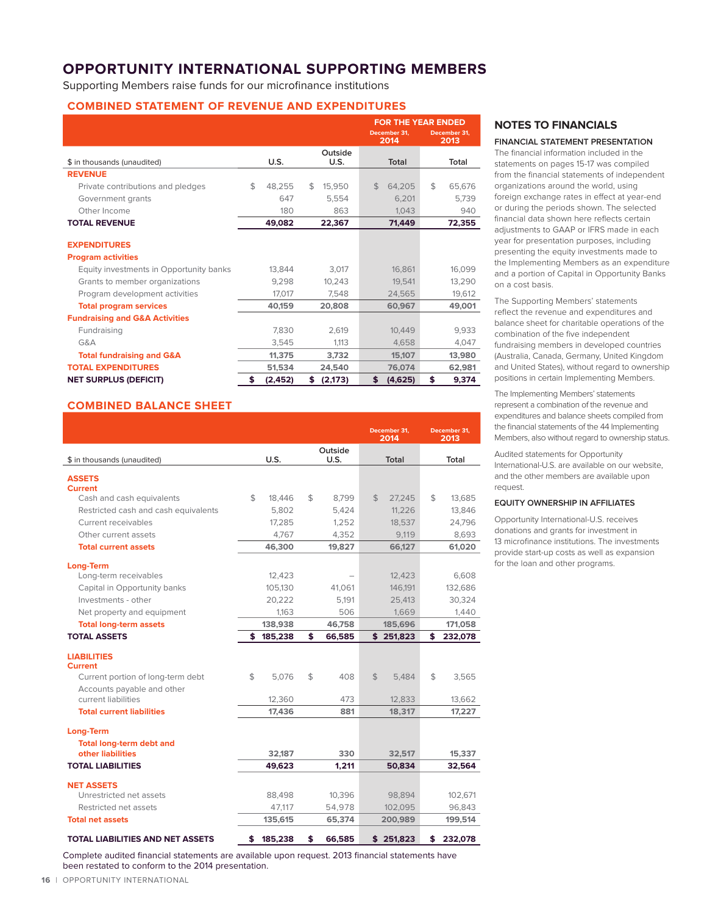# OPPORTUNITY INTERNATIONAL SUPPORTING MEMBERS

Supporting Members raise funds for our microfinance institutions

## COMBINED STATEMENT OF REVENUE AND EXPENDITURES

| | | | FOR THE YEAR ENDED | |
|---|---|---|---|---|
| | | | December 31, 2014 | December 31, 2013 |
| $ in thousands (unaudited) | U.S. | Outside U.S. | Total | Total |
| **REVENUE** | | | | |
| Private contributions and pledges | $ 48,255 | $ 15,950 | $ 64,205 | $ 65,676 |
| Government grants | 647 | 5,554 | 6,201 | 5,739 |
| Other Income | 180 | 863 | 1,043 | 940 |
| **TOTAL REVENUE** | **49,082** | **22,367** | **71,449** | **72,355** |
| **EXPENDITURES** | | | | |
| **Program activities** | | | | |
| Equity investments in Opportunity banks | 13,844 | 3,017 | 16,861 | 16,099 |
| Grants to member organizations | 9,298 | 10,243 | 19,541 | 13,290 |
| Program development activities | 17,017 | 7,548 | 24,565 | 19,612 |
| **Total program services** | **40,159** | **20,808** | **60,967** | **49,001** |
| **Fundraising and G&A Activities** | | | | |
| Fundraising | 7,830 | 2,619 | 10,449 | 9,933 |
| G&A | 3,545 | 1,113 | 4,658 | 4,047 |
| **Total fundraising and G&A** | **11,375** | **3,732** | **15,107** | **13,980** |
| **TOTAL EXPENDITURES** | **51,534** | **24,540** | **76,074** | **62,981** |
| **NET SURPLUS (DEFICIT)** | **$ (2,452)** | **$ (2,173)** | **$ (4,625)** | **$ 9,374** |

## COMBINED BALANCE SHEET

| | | | December 31, 2014 | December 31, 2013 |
|---|---|---|---|---|
| $ in thousands (unaudited) | U.S. | Outside U.S. | Total | Total |
| **ASSETS** | | | | |
| **Current** | | | | |
| Cash and cash equivalents | $ 18,446 | $ 8,799 | $ 27,245 | $ 13,685 |
| Restricted cash and cash equivalents | 5,802 | 5,424 | 11,226 | 13,846 |
| Current receivables | 17,285 | 1,252 | 18,537 | 24,796 |
| Other current assets | 4,767 | 4,352 | 9,119 | 8,693 |
| **Total current assets** | **46,300** | **19,827** | **66,127** | **61,020** |
| **Long-Term** | | | | |
| Long-term receivables | 12,423 | – | 12,423 | 6,608 |
| Capital in Opportunity banks | 105,130 | 41,061 | 146,191 | 132,686 |
| Investments - other | 20,222 | 5,191 | 25,413 | 30,324 |
| Net property and equipment | 1,163 | 506 | 1,669 | 1,440 |
| **Total long-term assets** | **138,938** | **46,758** | **185,696** | **171,058** |
| **TOTAL ASSETS** | **$ 185,238** | **$ 66,585** | **$ 251,823** | **$ 232,078** |
| **LIABILITIES** | | | | |
| **Current** | | | | |
| Current portion of long-term debt | $ 5,076 | $ 408 | $ 5,484 | $ 3,565 |
| Accounts payable and other current liabilities | 12,360 | 473 | 12,833 | 13,662 |
| **Total current liabilities** | **17,436** | **881** | **18,317** | **17,227** |
| **Long-Term** | | | | |
| **Total long-term debt and other liabilities** | **32,187** | **330** | **32,517** | **15,337** |
| **TOTAL LIABILITIES** | **49,623** | **1,211** | **50,834** | **32,564** |
| **NET ASSETS** | | | | |
| Unrestricted net assets | 88,498 | 10,396 | 98,894 | 102,671 |
| Restricted net assets | 47,117 | 54,978 | 102,095 | 96,843 |
| **Total net assets** | **135,615** | **65,374** | **200,989** | **199,514** |
| **TOTAL LIABILITIES AND NET ASSETS** | **$ 185,238** | **$ 66,585** | **$ 251,823** | **$ 232,078** |

Complete audited financial statements are available upon request. 2013 financial statements have been restated to conform to the 2014 presentation.

## NOTES TO FINANCIALS

### FINANCIAL STATEMENT PRESENTATION

The financial information included in the statements on pages 15-17 was compiled from the financial statements of independent organizations around the world, using foreign exchange rates in effect at year-end or during the periods shown. The selected financial data shown here reflects certain adjustments to GAAP or IFRS made in each year for presentation purposes, including presenting the equity investments made to the Implementing Members as an expenditure and a portion of Capital in Opportunity Banks on a cost basis.

The Supporting Members' statements reflect the revenue and expenditures and balance sheet for charitable operations of the combination of the five independent fundraising members in developed countries (Australia, Canada, Germany, United Kingdom and United States), without regard to ownership positions in certain Implementing Members.

The Implementing Members' statements represent a combination of the revenue and expenditures and balance sheets compiled from the financial statements of the 44 Implementing Members, also without regard to ownership status.

Audited statements for Opportunity International-U.S. are available on our website, and the other members are available upon request.

### EQUITY OWNERSHIP IN AFFILIATES

Opportunity International-U.S. receives donations and grants for investment in 13 microfinance institutions. The investments provide start-up costs as well as expansion for the loan and other programs.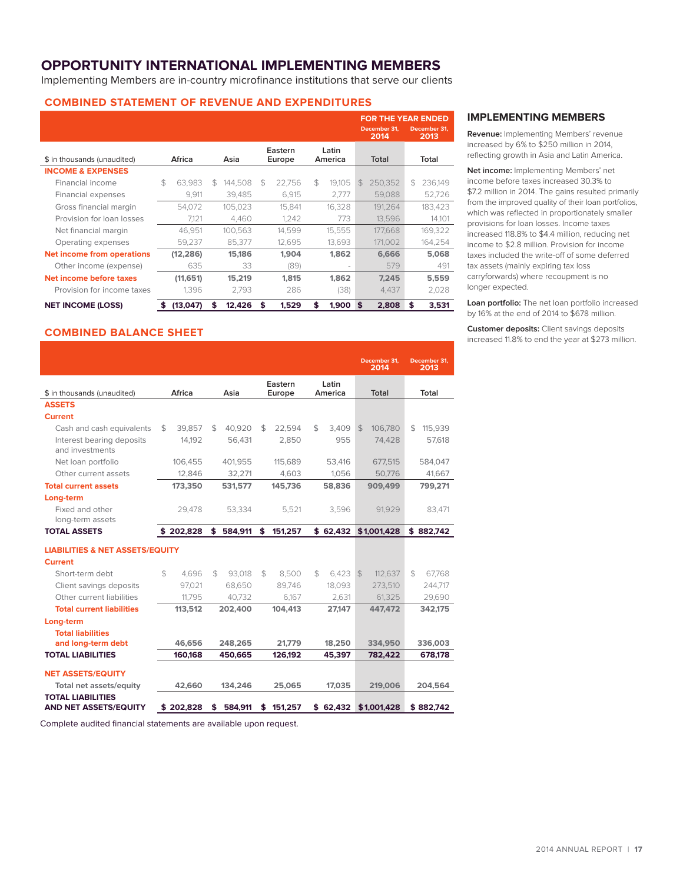# OPPORTUNITY INTERNATIONAL IMPLEMENTING MEMBERS

Implementing Members are in-country microfinance institutions that serve our clients

## COMBINED STATEMENT OF REVENUE AND EXPENDITURES

| $ in thousands (unaudited) | Africa | Asia | Eastern Europe | Latin America | FOR THE YEAR ENDED December 31, 2014 Total | December 31, 2013 Total |
|---|---|---|---|---|---|---|
| **INCOME & EXPENSES** | | | | | | |
| Financial income | $ 63,983 | $ 144,508 | $ 22,756 | $ 19,105 | $ 250,352 | $ 236,149 |
| Financial expenses | 9,911 | 39,485 | 6,915 | 2,777 | 59,088 | 52,726 |
| Gross financial margin | 54,072 | 105,023 | 15,841 | 16,328 | 191,264 | 183,423 |
| Provision for loan losses | 7,121 | 4,460 | 1,242 | 773 | 13,596 | 14,101 |
| Net financial margin | 46,951 | 100,563 | 14,599 | 15,555 | 177,668 | 169,322 |
| Operating expenses | 59,237 | 85,377 | 12,695 | 13,693 | 171,002 | 164,254 |
| **Net income from operations** | **(12,286)** | **15,186** | **1,904** | **1,862** | **6,666** | **5,068** |
| Other income (expense) | 635 | 33 | (89) | - | 579 | 491 |
| **Net income before taxes** | **(11,651)** | **15,219** | **1,815** | **1,862** | **7,245** | **5,559** |
| Provision for income taxes | 1,396 | 2,793 | 286 | (38) | 4,437 | 2,028 |
| **NET INCOME (LOSS)** | **$ (13,047)** | **$ 12,426** | **$ 1,529** | **$ 1,900** | **$ 2,808** | **$ 3,531** |

## COMBINED BALANCE SHEET

| $ in thousands (unaudited) | Africa | Asia | Eastern Europe | Latin America | December 31, 2014 Total | December 31, 2013 Total |
|---|---|---|---|---|---|---|
| **ASSETS** | | | | | | |
| **Current** | | | | | | |
| Cash and cash equivalents | $ 39,857 | $ 40,920 | $ 22,594 | $ 3,409 | $ 106,780 | $ 115,939 |
| Interest bearing deposits and investments | 14,192 | 56,431 | 2,850 | 955 | 74,428 | 57,618 |
| Net loan portfolio | 106,455 | 401,955 | 115,689 | 53,416 | 677,515 | 584,047 |
| Other current assets | 12,846 | 32,271 | 4,603 | 1,056 | 50,776 | 41,667 |
| **Total current assets** | **173,350** | **531,577** | **145,736** | **58,836** | **909,499** | **799,271** |
| **Long-term** | | | | | | |
| Fixed and other long-term assets | 29,478 | 53,334 | 5,521 | 3,596 | 91,929 | 83,471 |
| **TOTAL ASSETS** | **$ 202,828** | **$ 584,911** | **$ 151,257** | **$ 62,432** | **$1,001,428** | **$ 882,742** |
| **LIABILITIES & NET ASSETS/EQUITY** | | | | | | |
| **Current** | | | | | | |
| Short-term debt | $ 4,696 | $ 93,018 | $ 8,500 | $ 6,423 | $ 112,637 | $ 67,768 |
| Client savings deposits | 97,021 | 68,650 | 89,746 | 18,093 | 273,510 | 244,717 |
| Other current liabilities | 11,795 | 40,732 | 6,167 | 2,631 | 61,325 | 29,690 |
| **Total current liabilities** | **113,512** | **202,400** | **104,413** | **27,147** | **447,472** | **342,175** |
| **Long-term** | | | | | | |
| **Total liabilities and long-term debt** | **46,656** | **248,265** | **21,779** | **18,250** | **334,950** | **336,003** |
| **TOTAL LIABILITIES** | **160,168** | **450,665** | **126,192** | **45,397** | **782,422** | **678,178** |
| **NET ASSETS/EQUITY** | | | | | | |
| Total net assets/equity | **42,660** | **134,246** | **25,065** | **17,035** | **219,006** | **204,564** |
| **TOTAL LIABILITIES AND NET ASSETS/EQUITY** | **$ 202,828** | **$ 584,911** | **$ 151,257** | **$ 62,432** | **$1,001,428** | **$ 882,742** |

Complete audited financial statements are available upon request.

## IMPLEMENTING MEMBERS

**Revenue:** Implementing Members' revenue increased by 6% to $250 million in 2014, reflecting growth in Asia and Latin America.

**Net income:** Implementing Members' net income before taxes increased 30.3% to $7.2 million in 2014. The gains resulted primarily from the improved quality of their loan portfolios, which was reflected in proportionately smaller provisions for loan losses. Income taxes increased 118.8% to $4.4 million, reducing net income to $2.8 million. Provision for income taxes included the write-off of some deferred tax assets (mainly expiring tax loss carryforwards) where recoupment is no longer expected.

**Loan portfolio:** The net loan portfolio increased by 16% at the end of 2014 to $678 million.

**Customer deposits:** Client savings deposits increased 11.8% to end the year at $273 million.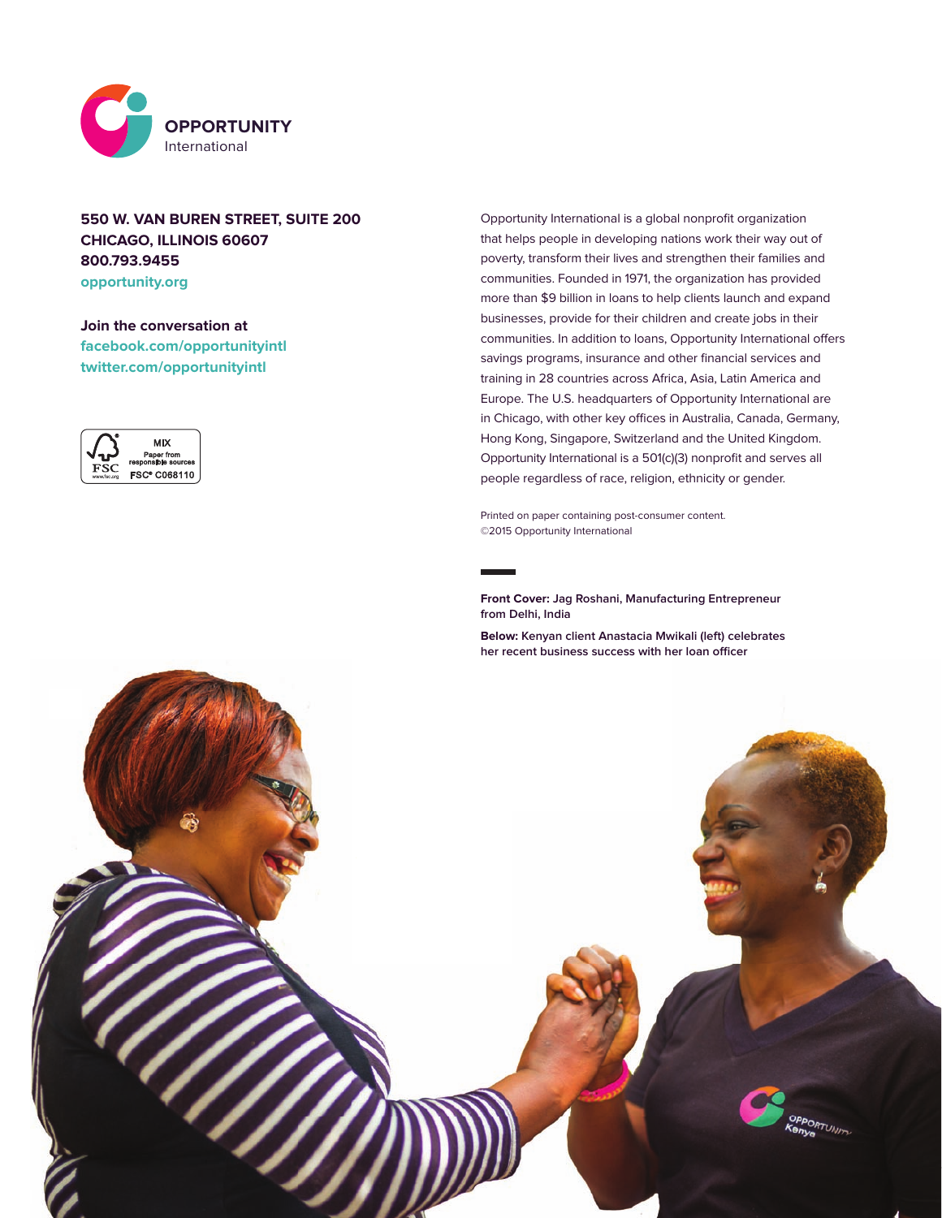**OPPORTUNITY**
International

**550 W. VAN BUREN STREET, SUITE 200**
**CHICAGO, ILLINOIS 60607**
**800.793.9455**
**opportunity.org**

**Join the conversation at**
**facebook.com/opportunityintl**
**twitter.com/opportunityintl**

MIX
Paper from responsible sources
FSC® C068110

Opportunity International is a global nonprofit organization that helps people in developing nations work their way out of poverty, transform their lives and strengthen their families and communities. Founded in 1971, the organization has provided more than $9 billion in loans to help clients launch and expand businesses, provide for their children and create jobs in their communities. In addition to loans, Opportunity International offers savings programs, insurance and other financial services and training in 28 countries across Africa, Asia, Latin America and Europe. The U.S. headquarters of Opportunity International are in Chicago, with other key offices in Australia, Canada, Germany, Hong Kong, Singapore, Switzerland and the United Kingdom. Opportunity International is a 501(c)(3) nonprofit and serves all people regardless of race, religion, ethnicity or gender.

Printed on paper containing post-consumer content.
©2015 Opportunity International

**Front Cover:** Jag Roshani, Manufacturing Entrepreneur from Delhi, India

**Below:** Kenyan client Anastacia Mwikali (left) celebrates her recent business success with her loan officer